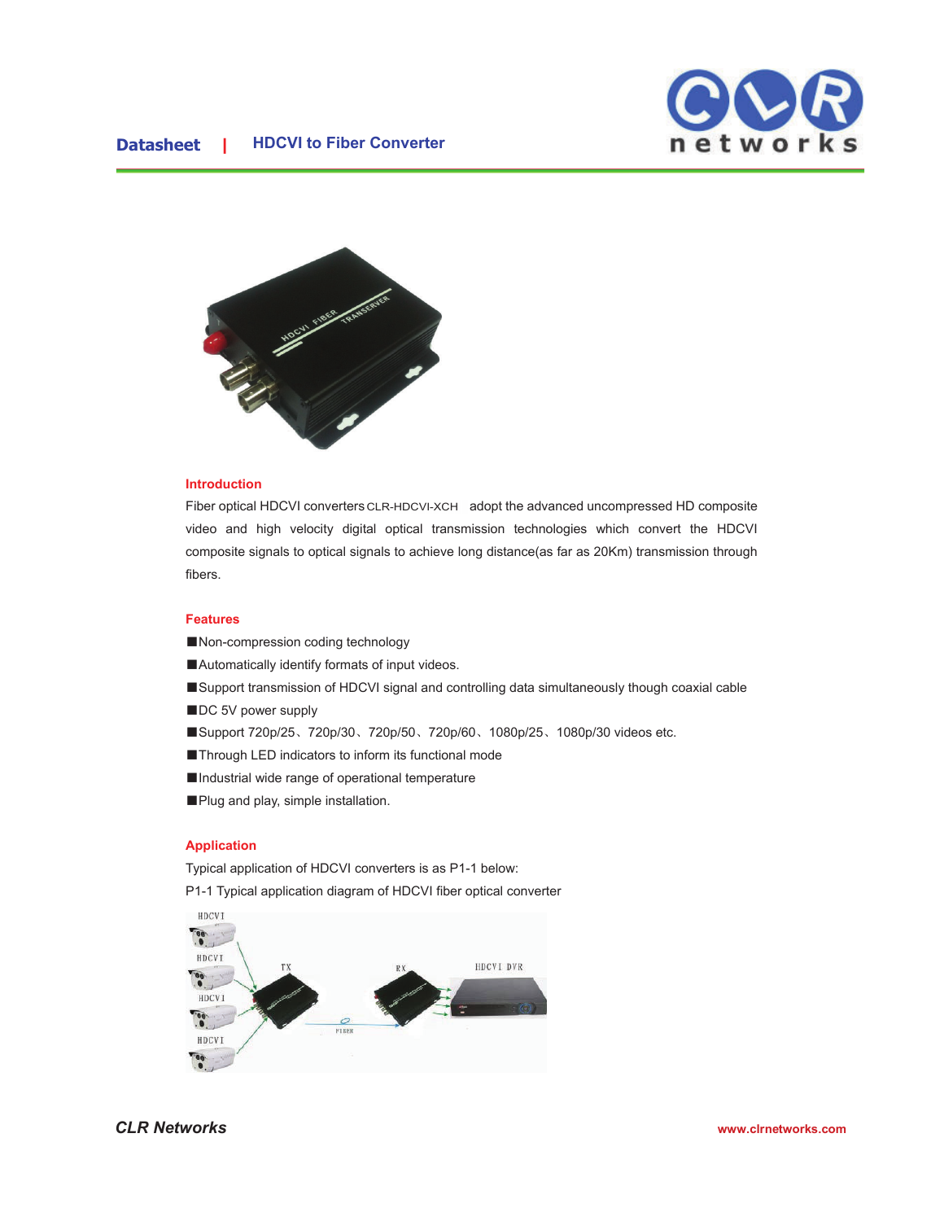Datasheet | HDCVI to Fiber Converter

## Introduction

Fiber optical HDCVI converters CLR-HDCVI-XCH adopt the advanced uncompressed HD composite video and high velocity digital optical transmission technologies which convert the HDCVI composite signals to optical signals to achieve long distance(as far as 20Km) transmission through fibers.

## Features

- Non-compression coding technology
- Automatically identify formats of input videos.
- Support transmission of HDCVI signal and controlling data simultaneously though coaxial cable
- DC 5V power supply
- Support 720p/25、720p/30、720p/50、720p/60、1080p/25、1080p/30 videos etc.
- Through LED indicators to inform its functional mode
- Industrial wide range of operational temperature
- Plug and play, simple installation.

## Application

Typical application of HDCVI converters is as P1-1 below:

P1-1 Typical application diagram of HDCVI fiber optical converter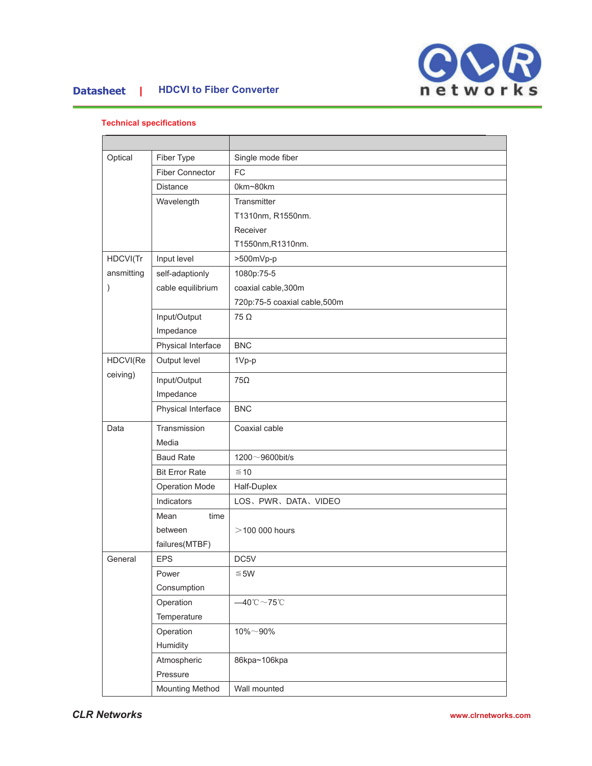## Technical specifications

| | | |
|---|---|---|
| Optical | Fiber Type | Single mode fiber |
| | Fiber Connector | FC |
| | Distance | 0km~80km |
| | Wavelength | Transmitter<br>T1310nm, R1550nm.<br>Receiver<br>T1550nm,R1310nm. |
| HDCVI(Transmitting) | Input level | >500mVp-p |
| | self-adaptionly cable equilibrium | 1080p:75-5 coaxial cable,300m<br>720p:75-5 coaxial cable,500m |
| | Input/Output Impedance | 75 Ω |
| | Physical Interface | BNC |
| HDCVI(Receiving) | Output level | 1Vp-p |
| | Input/Output Impedance | 75Ω |
| | Physical Interface | BNC |
| Data | Transmission Media | Coaxial cable |
| | Baud Rate | 1200～9600bit/s |
| | Bit Error Rate | ≦10 |
| | Operation Mode | Half-Duplex |
| | Indicators | LOS、PWR、DATA、VIDEO |
| | Mean time between failures(MTBF) | ＞100 000 hours |
| General | EPS | DC5V |
| | Power Consumption | ≦5W |
| | Operation Temperature | —40℃～75℃ |
| | Operation Humidity | 10%～90% |
| | Atmospheric Pressure | 86kpa~106kpa |
| | Mounting Method | Wall mounted |